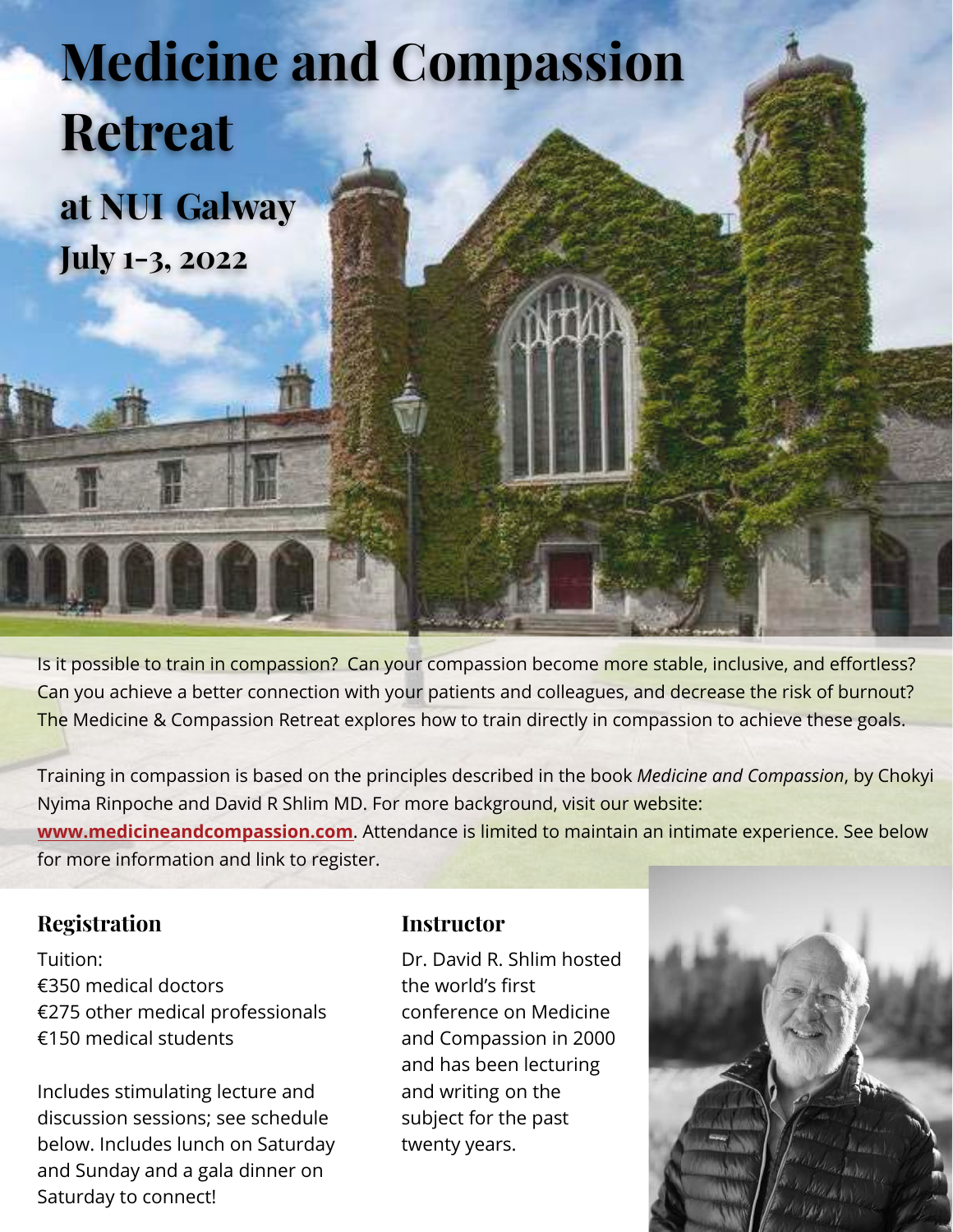# Medicine and Compassion Retreat

## at NUI Galway

## July 1-3, 2022

Is it possible to train in compassion? Can your compassion become more stable, inclusive, and effortless? Can you achieve a better connection with your patients and colleagues, and decrease the risk of burnout? The Medicine & Compassion Retreat explores how to train directly in compassion to achieve these goals.

Training in compassion is based on the principles described in the book *Medicine and Compassion*, by Chokyi Nyima Rinpoche and David R Shlim MD. For more background, visit our website: **www.medicineandcompassion.com**. Attendance is limited to maintain an intimate experience. See below for more information and link to register.

### Registration

Tuition:
€350 medical doctors
€275 other medical professionals
€150 medical students

Includes stimulating lecture and discussion sessions; see schedule below. Includes lunch on Saturday and Sunday and a gala dinner on Saturday to connect!

### Instructor

Dr. David R. Shlim hosted the world's first conference on Medicine and Compassion in 2000 and has been lecturing and writing on the subject for the past twenty years.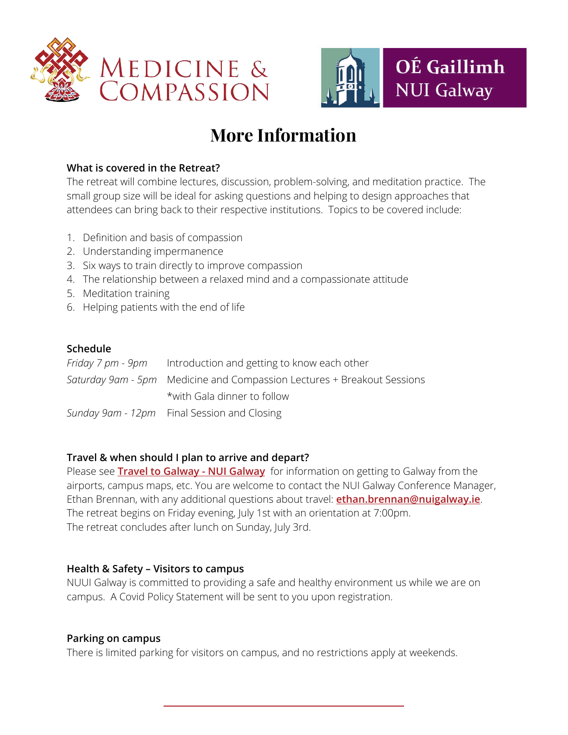MEDICINE & COMPASSION

OÉ Gaillimh NUI Galway

# More Information

### What is covered in the Retreat?

The retreat will combine lectures, discussion, problem-solving, and meditation practice. The small group size will be ideal for asking questions and helping to design approaches that attendees can bring back to their respective institutions. Topics to be covered include:

1. Definition and basis of compassion
2. Understanding impermanence
3. Six ways to train directly to improve compassion
4. The relationship between a relaxed mind and a compassionate attitude
5. Meditation training
6. Helping patients with the end of life

### Schedule

| | |
|---|---|
| *Friday 7 pm - 9pm* | Introduction and getting to know each other |
| *Saturday 9am - 5pm* | Medicine and Compassion Lectures + Breakout Sessions |
| | *with Gala dinner to follow |
| *Sunday 9am - 12pm* | Final Session and Closing |

### Travel & when should I plan to arrive and depart?

Please see **Travel to Galway - NUI Galway** for information on getting to Galway from the airports, campus maps, etc. You are welcome to contact the NUI Galway Conference Manager, Ethan Brennan, with any additional questions about travel: **ethan.brennan@nuigalway.ie**.
The retreat begins on Friday evening, July 1st with an orientation at 7:00pm.
The retreat concludes after lunch on Sunday, July 3rd.

### Health & Safety – Visitors to campus

NUUI Galway is committed to providing a safe and healthy environment us while we are on campus. A Covid Policy Statement will be sent to you upon registration.

### Parking on campus

There is limited parking for visitors on campus, and no restrictions apply at weekends.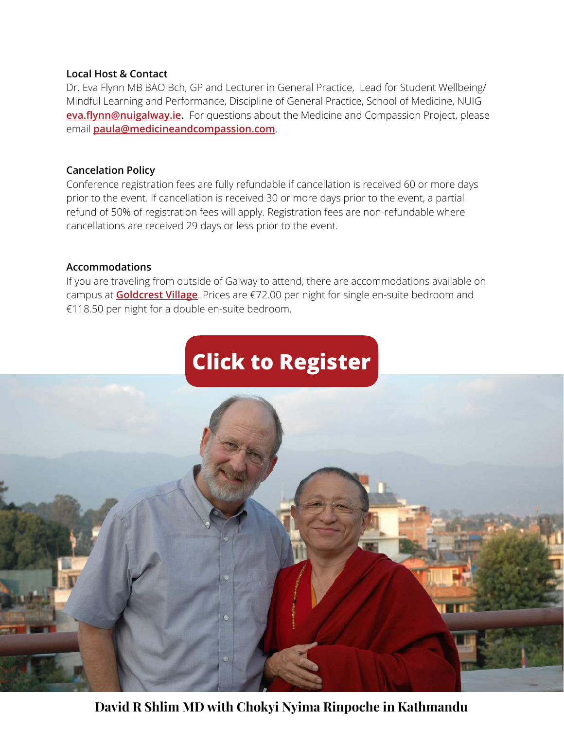**Local Host & Contact**

Dr. Eva Flynn MB BAO Bch, GP and Lecturer in General Practice, Lead for Student Wellbeing/ Mindful Learning and Performance, Discipline of General Practice, School of Medicine, NUIG **eva.flynn@nuigalway.ie.** For questions about the Medicine and Compassion Project, please email **paula@medicineandcompassion.com**.

**Cancelation Policy**

Conference registration fees are fully refundable if cancellation is received 60 or more days prior to the event. If cancellation is received 30 or more days prior to the event, a partial refund of 50% of registration fees will apply. Registration fees are non-refundable where cancellations are received 29 days or less prior to the event.

**Accommodations**

If you are traveling from outside of Galway to attend, there are accommodations available on campus at **Goldcrest Village**. Prices are €72.00 per night for single en-suite bedroom and €118.50 per night for a double en-suite bedroom.

**Click to Register**

**David R Shlim MD with Chokyi Nyima Rinpoche in Kathmandu**